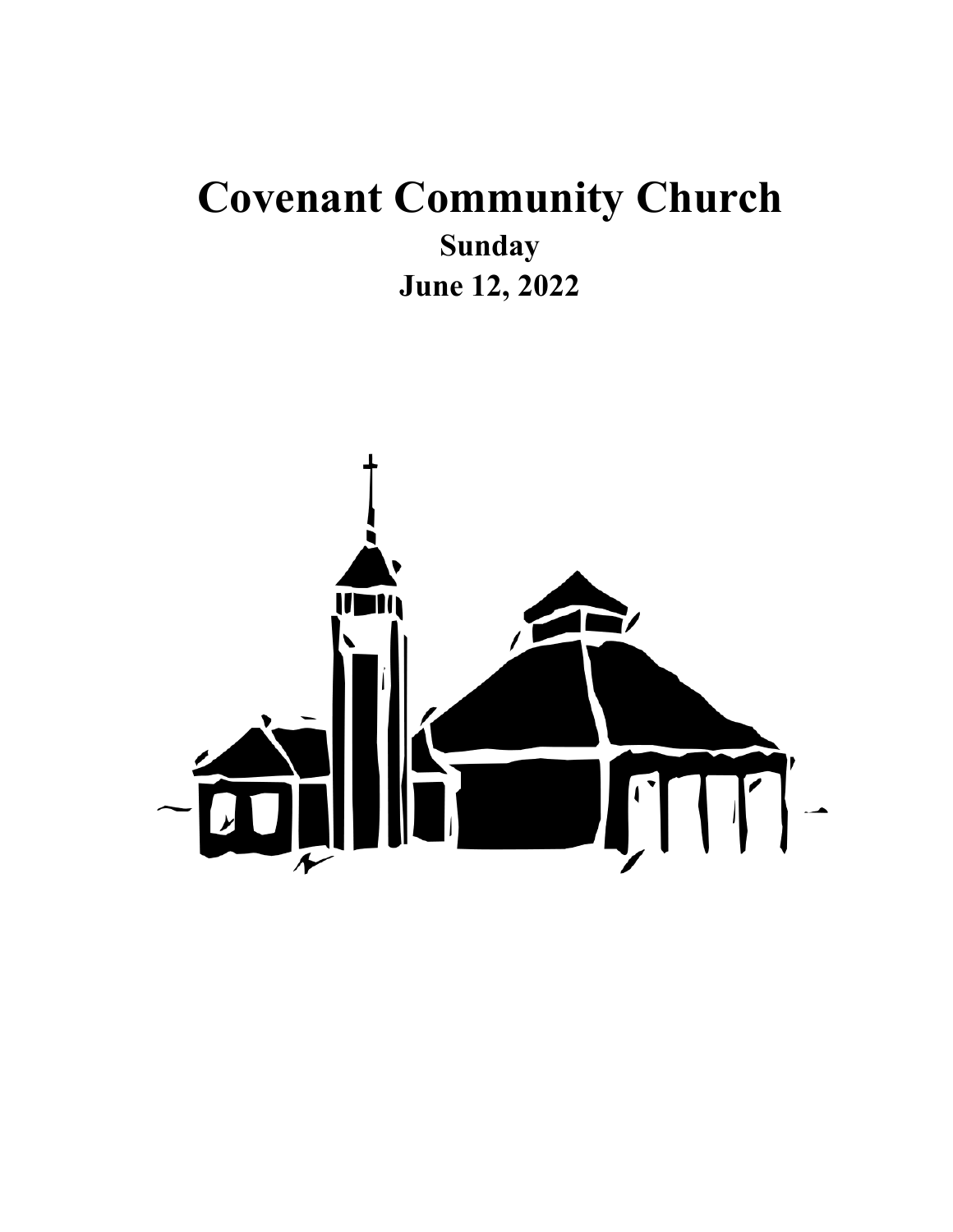# Covenant Community Church

## Sunday

## June 12, 2022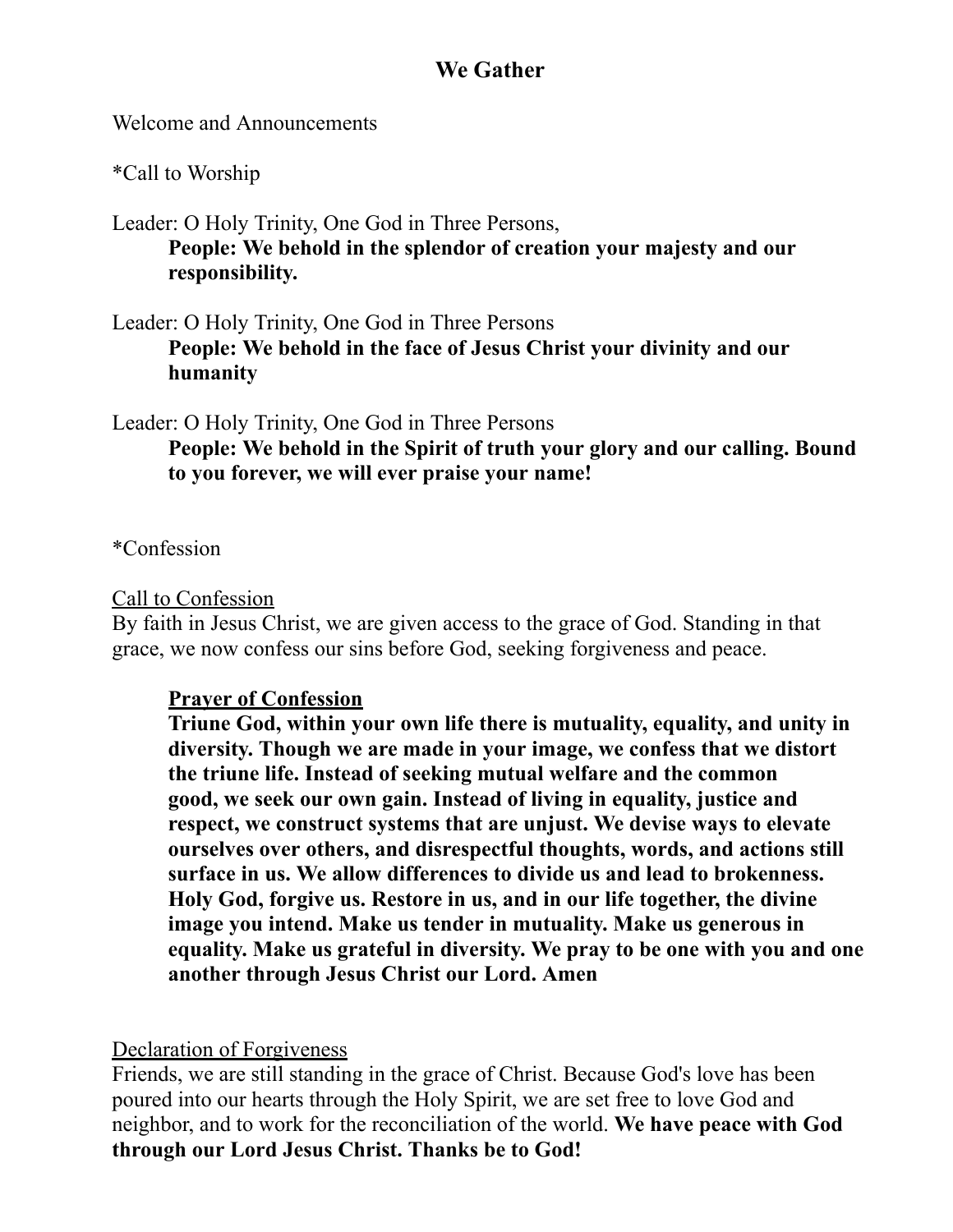## We Gather

Welcome and Announcements

*Call to Worship

Leader: O Holy Trinity, One God in Three Persons,
**People: We behold in the splendor of creation your majesty and our responsibility.**

Leader: O Holy Trinity, One God in Three Persons
**People: We behold in the face of Jesus Christ your divinity and our humanity**

Leader: O Holy Trinity, One God in Three Persons
**People: We behold in the Spirit of truth your glory and our calling. Bound to you forever, we will ever praise your name!**

*Confession

<u>Call to Confession</u>
By faith in Jesus Christ, we are given access to the grace of God. Standing in that grace, we now confess our sins before God, seeking forgiveness and peace.

> **<u>Prayer of Confession</u>**
> **Triune God, within your own life there is mutuality, equality, and unity in diversity. Though we are made in your image, we confess that we distort the triune life. Instead of seeking mutual welfare and the common good, we seek our own gain. Instead of living in equality, justice and respect, we construct systems that are unjust. We devise ways to elevate ourselves over others, and disrespectful thoughts, words, and actions still surface in us. We allow differences to divide us and lead to brokenness. Holy God, forgive us. Restore in us, and in our life together, the divine image you intend. Make us tender in mutuality. Make us generous in equality. Make us grateful in diversity. We pray to be one with you and one another through Jesus Christ our Lord. Amen**

<u>Declaration of Forgiveness</u>
Friends, we are still standing in the grace of Christ. Because God's love has been poured into our hearts through the Holy Spirit, we are set free to love God and neighbor, and to work for the reconciliation of the world. **We have peace with God through our Lord Jesus Christ. Thanks be to God!**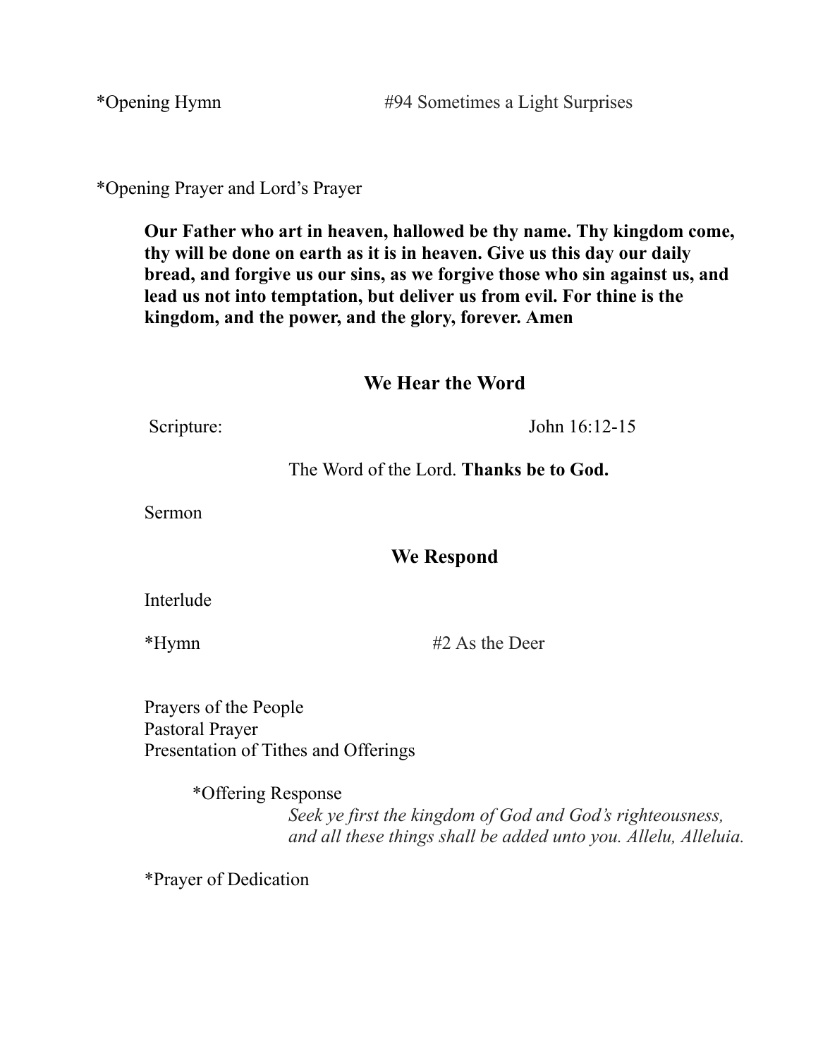*Opening Hymn #94 Sometimes a Light Surprises

*Opening Prayer and Lord's Prayer

**Our Father who art in heaven, hallowed be thy name. Thy kingdom come, thy will be done on earth as it is in heaven. Give us this day our daily bread, and forgive us our sins, as we forgive those who sin against us, and lead us not into temptation, but deliver us from evil. For thine is the kingdom, and the power, and the glory, forever. Amen**

## We Hear the Word

Scripture: John 16:12-15

The Word of the Lord. **Thanks be to God.**

Sermon

## We Respond

Interlude

*Hymn #2 As the Deer

Prayers of the People
Pastoral Prayer
Presentation of Tithes and Offerings

*Offering Response

*Seek ye first the kingdom of God and God's righteousness,*
*and all these things shall be added unto you. Allelu, Alleluia.*

*Prayer of Dedication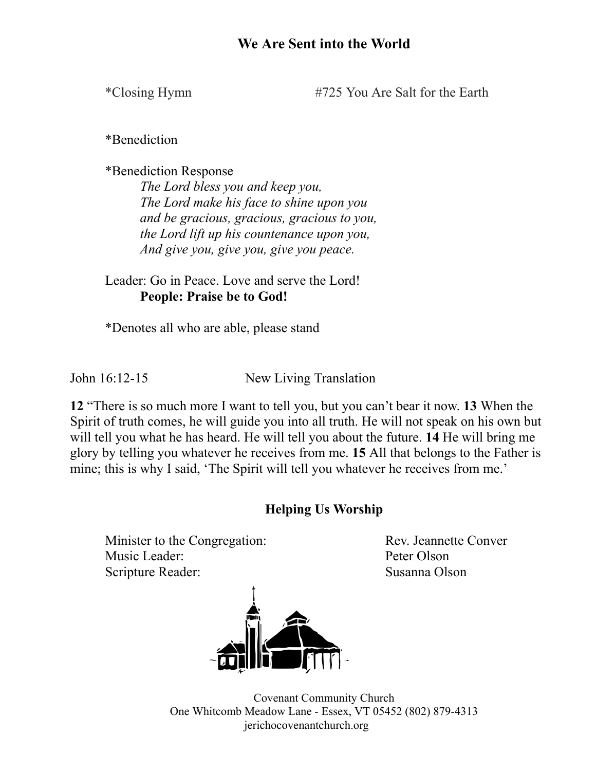## We Are Sent into the World

*Closing Hymn #725 You Are Salt for the Earth

*Benediction

*Benediction Response

*The Lord bless you and keep you,*
*The Lord make his face to shine upon you*
*and be gracious, gracious, gracious to you,*
*the Lord lift up his countenance upon you,*
*And give you, give you, give you peace.*

Leader: Go in Peace. Love and serve the Lord!
**People: Praise be to God!**

*Denotes all who are able, please stand

John 16:12-15 New Living Translation

**12** "There is so much more I want to tell you, but you can't bear it now. **13** When the Spirit of truth comes, he will guide you into all truth. He will not speak on his own but will tell you what he has heard. He will tell you about the future. **14** He will bring me glory by telling you whatever he receives from me. **15** All that belongs to the Father is mine; this is why I said, 'The Spirit will tell you whatever he receives from me.'

## Helping Us Worship

| | |
|---|---|
| Minister to the Congregation: | Rev. Jeannette Conver |
| Music Leader: | Peter Olson |
| Scripture Reader: | Susanna Olson |

Covenant Community Church
One Whitcomb Meadow Lane - Essex, VT 05452 (802) 879-4313
jerichocovenantchurch.org